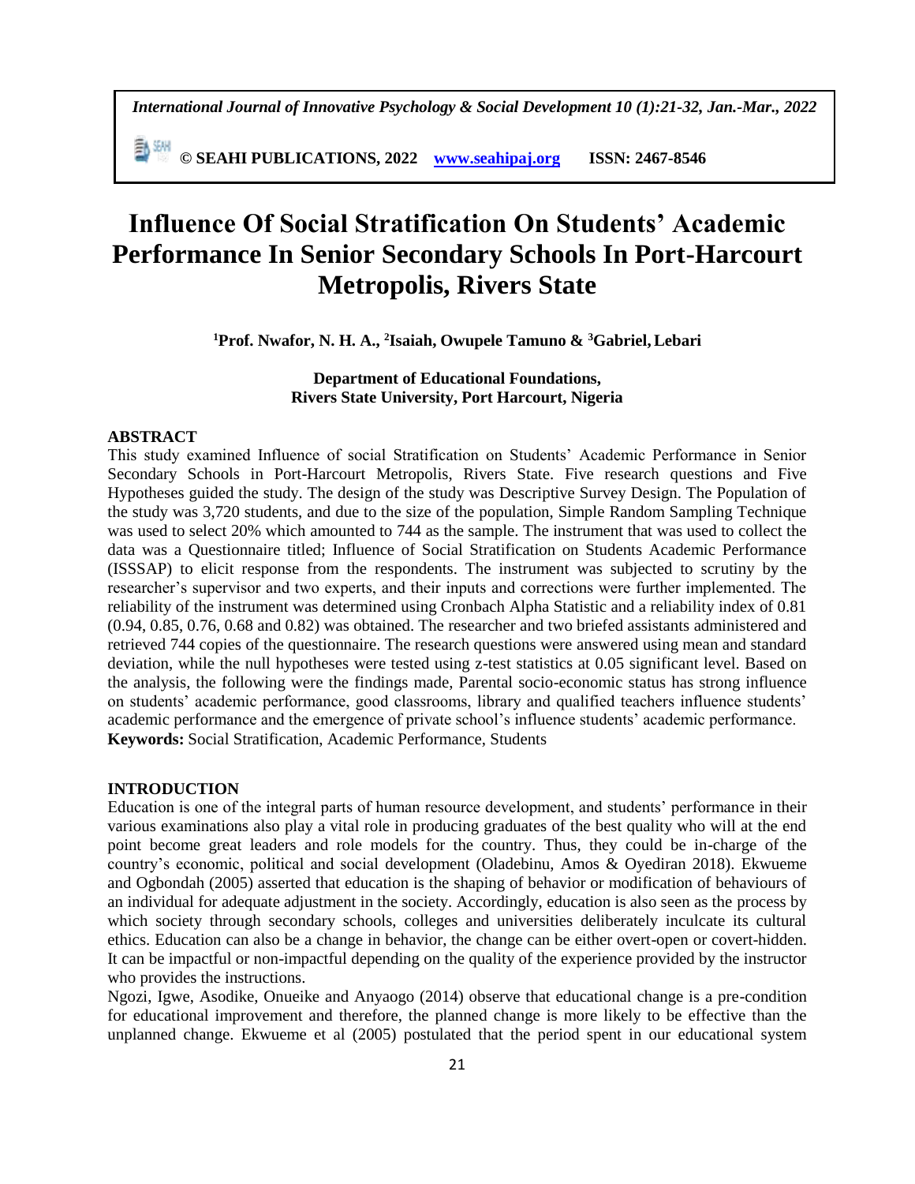# Influence Of Social Stratification On Students' Academic Performance In Senior Secondary Schools In Port-Harcourt Metropolis, Rivers State

**[1]Prof. Nwafor, N. H. A., [2]Isaiah, Owupele Tamuno & [3]Gabriel, Lebari**

**Department of Educational Foundations,**
**Rivers State University, Port Harcourt, Nigeria**

## ABSTRACT

This study examined Influence of social Stratification on Students' Academic Performance in Senior Secondary Schools in Port-Harcourt Metropolis, Rivers State. Five research questions and Five Hypotheses guided the study. The design of the study was Descriptive Survey Design. The Population of the study was 3,720 students, and due to the size of the population, Simple Random Sampling Technique was used to select 20% which amounted to 744 as the sample. The instrument that was used to collect the data was a Questionnaire titled; Influence of Social Stratification on Students Academic Performance (ISSSAP) to elicit response from the respondents. The instrument was subjected to scrutiny by the researcher's supervisor and two experts, and their inputs and corrections were further implemented. The reliability of the instrument was determined using Cronbach Alpha Statistic and a reliability index of 0.81 (0.94, 0.85, 0.76, 0.68 and 0.82) was obtained. The researcher and two briefed assistants administered and retrieved 744 copies of the questionnaire. The research questions were answered using mean and standard deviation, while the null hypotheses were tested using z-test statistics at 0.05 significant level. Based on the analysis, the following were the findings made, Parental socio-economic status has strong influence on students' academic performance, good classrooms, library and qualified teachers influence students' academic performance and the emergence of private school's influence students' academic performance.

**Keywords:** Social Stratification, Academic Performance, Students

## INTRODUCTION

Education is one of the integral parts of human resource development, and students' performance in their various examinations also play a vital role in producing graduates of the best quality who will at the end point become great leaders and role models for the country. Thus, they could be in-charge of the country's economic, political and social development (Oladebinu, Amos & Oyediran 2018). Ekwueme and Ogbondah (2005) asserted that education is the shaping of behavior or modification of behaviours of an individual for adequate adjustment in the society. Accordingly, education is also seen as the process by which society through secondary schools, colleges and universities deliberately inculcate its cultural ethics. Education can also be a change in behavior, the change can be either overt-open or covert-hidden. It can be impactful or non-impactful depending on the quality of the experience provided by the instructor who provides the instructions.

Ngozi, Igwe, Asodike, Onueike and Anyaogo (2014) observe that educational change is a pre-condition for educational improvement and therefore, the planned change is more likely to be effective than the unplanned change. Ekwueme et al (2005) postulated that the period spent in our educational system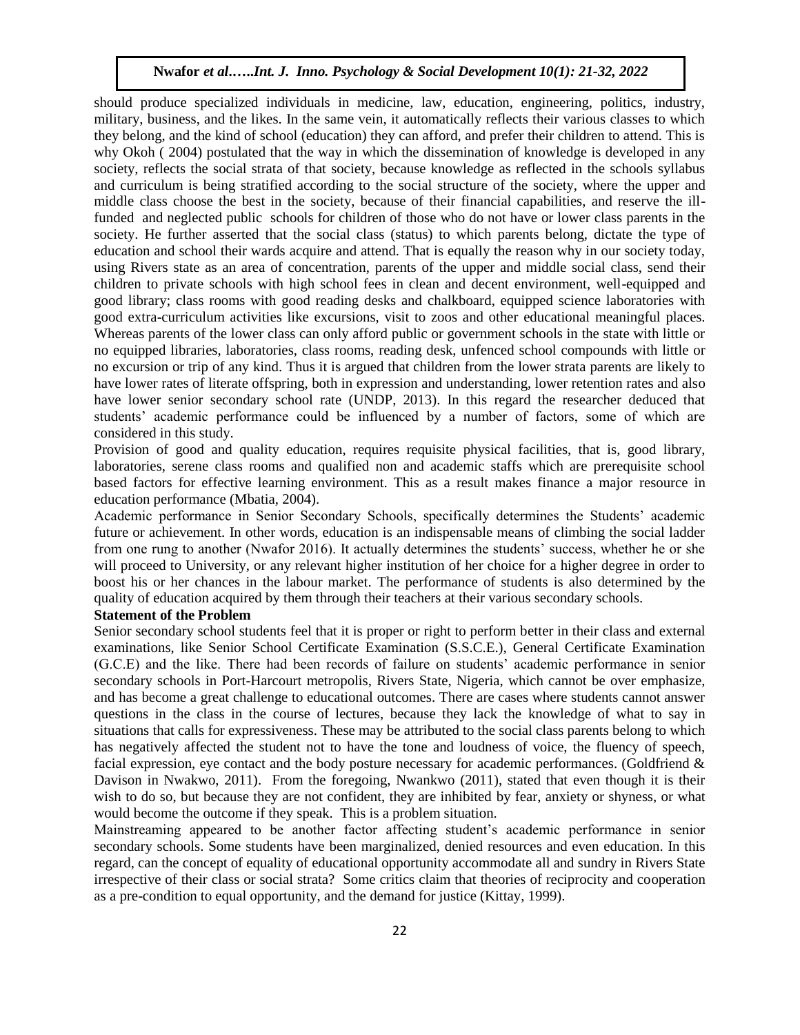should produce specialized individuals in medicine, law, education, engineering, politics, industry, military, business, and the likes. In the same vein, it automatically reflects their various classes to which they belong, and the kind of school (education) they can afford, and prefer their children to attend. This is why Okoh ( 2004) postulated that the way in which the dissemination of knowledge is developed in any society, reflects the social strata of that society, because knowledge as reflected in the schools syllabus and curriculum is being stratified according to the social structure of the society, where the upper and middle class choose the best in the society, because of their financial capabilities, and reserve the ill-funded and neglected public schools for children of those who do not have or lower class parents in the society. He further asserted that the social class (status) to which parents belong, dictate the type of education and school their wards acquire and attend. That is equally the reason why in our society today, using Rivers state as an area of concentration, parents of the upper and middle social class, send their children to private schools with high school fees in clean and decent environment, well-equipped and good library; class rooms with good reading desks and chalkboard, equipped science laboratories with good extra-curriculum activities like excursions, visit to zoos and other educational meaningful places. Whereas parents of the lower class can only afford public or government schools in the state with little or no equipped libraries, laboratories, class rooms, reading desk, unfenced school compounds with little or no excursion or trip of any kind. Thus it is argued that children from the lower strata parents are likely to have lower rates of literate offspring, both in expression and understanding, lower retention rates and also have lower senior secondary school rate (UNDP, 2013). In this regard the researcher deduced that students' academic performance could be influenced by a number of factors, some of which are considered in this study.

Provision of good and quality education, requires requisite physical facilities, that is, good library, laboratories, serene class rooms and qualified non and academic staffs which are prerequisite school based factors for effective learning environment. This as a result makes finance a major resource in education performance (Mbatia, 2004).

Academic performance in Senior Secondary Schools, specifically determines the Students' academic future or achievement. In other words, education is an indispensable means of climbing the social ladder from one rung to another (Nwafor 2016). It actually determines the students' success, whether he or she will proceed to University, or any relevant higher institution of her choice for a higher degree in order to boost his or her chances in the labour market. The performance of students is also determined by the quality of education acquired by them through their teachers at their various secondary schools.

**Statement of the Problem**

Senior secondary school students feel that it is proper or right to perform better in their class and external examinations, like Senior School Certificate Examination (S.S.C.E.), General Certificate Examination (G.C.E) and the like. There had been records of failure on students' academic performance in senior secondary schools in Port-Harcourt metropolis, Rivers State, Nigeria, which cannot be over emphasize, and has become a great challenge to educational outcomes. There are cases where students cannot answer questions in the class in the course of lectures, because they lack the knowledge of what to say in situations that calls for expressiveness. These may be attributed to the social class parents belong to which has negatively affected the student not to have the tone and loudness of voice, the fluency of speech, facial expression, eye contact and the body posture necessary for academic performances. (Goldfriend & Davison in Nwakwo, 2011). From the foregoing, Nwankwo (2011), stated that even though it is their wish to do so, but because they are not confident, they are inhibited by fear, anxiety or shyness, or what would become the outcome if they speak. This is a problem situation.

Mainstreaming appeared to be another factor affecting student's academic performance in senior secondary schools. Some students have been marginalized, denied resources and even education. In this regard, can the concept of equality of educational opportunity accommodate all and sundry in Rivers State irrespective of their class or social strata? Some critics claim that theories of reciprocity and cooperation as a pre-condition to equal opportunity, and the demand for justice (Kittay, 1999).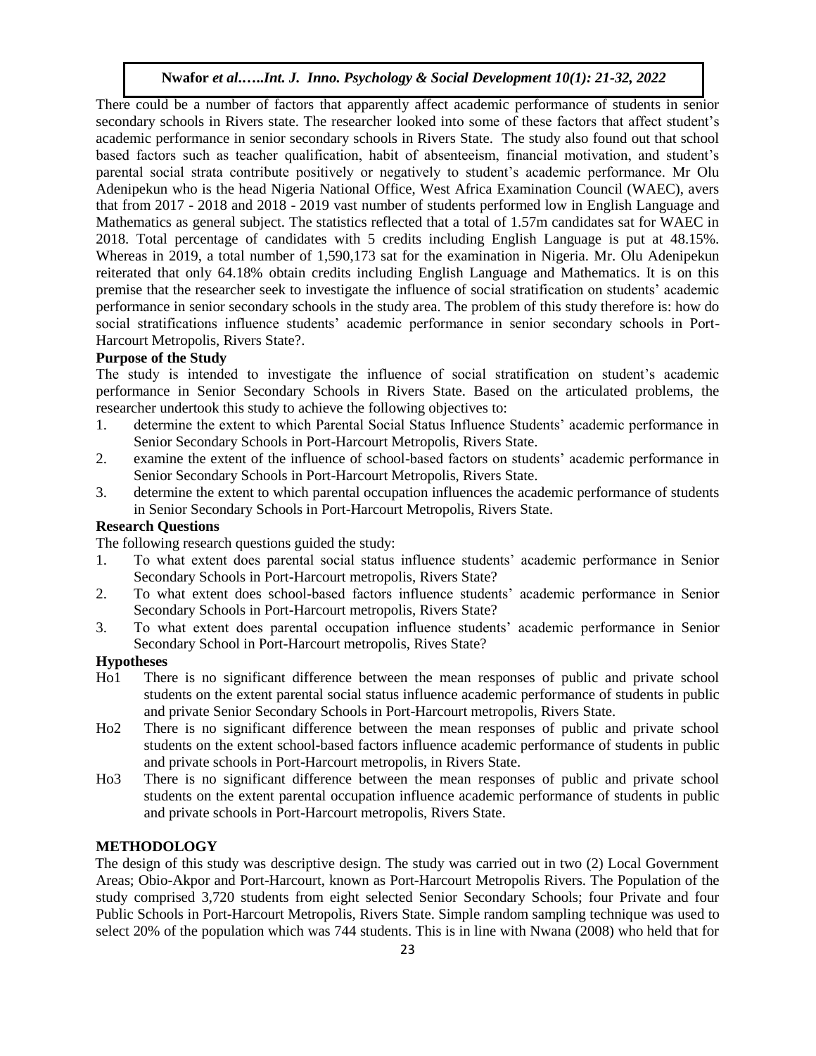There could be a number of factors that apparently affect academic performance of students in senior secondary schools in Rivers state. The researcher looked into some of these factors that affect student's academic performance in senior secondary schools in Rivers State. The study also found out that school based factors such as teacher qualification, habit of absenteeism, financial motivation, and student's parental social strata contribute positively or negatively to student's academic performance. Mr Olu Adenipekun who is the head Nigeria National Office, West Africa Examination Council (WAEC), avers that from 2017 - 2018 and 2018 - 2019 vast number of students performed low in English Language and Mathematics as general subject. The statistics reflected that a total of 1.57m candidates sat for WAEC in 2018. Total percentage of candidates with 5 credits including English Language is put at 48.15%. Whereas in 2019, a total number of 1,590,173 sat for the examination in Nigeria. Mr. Olu Adenipekun reiterated that only 64.18% obtain credits including English Language and Mathematics. It is on this premise that the researcher seek to investigate the influence of social stratification on students' academic performance in senior secondary schools in the study area. The problem of this study therefore is: how do social stratifications influence students' academic performance in senior secondary schools in Port-Harcourt Metropolis, Rivers State?.

**Purpose of the Study**

The study is intended to investigate the influence of social stratification on student's academic performance in Senior Secondary Schools in Rivers State. Based on the articulated problems, the researcher undertook this study to achieve the following objectives to:

1. determine the extent to which Parental Social Status Influence Students' academic performance in Senior Secondary Schools in Port-Harcourt Metropolis, Rivers State.
2. examine the extent of the influence of school-based factors on students' academic performance in Senior Secondary Schools in Port-Harcourt Metropolis, Rivers State.
3. determine the extent to which parental occupation influences the academic performance of students in Senior Secondary Schools in Port-Harcourt Metropolis, Rivers State.

**Research Questions**

The following research questions guided the study:

1. To what extent does parental social status influence students' academic performance in Senior Secondary Schools in Port-Harcourt metropolis, Rivers State?
2. To what extent does school-based factors influence students' academic performance in Senior Secondary Schools in Port-Harcourt metropolis, Rivers State?
3. To what extent does parental occupation influence students' academic performance in Senior Secondary School in Port-Harcourt metropolis, Rives State?

**Hypotheses**

- Ho1 There is no significant difference between the mean responses of public and private school students on the extent parental social status influence academic performance of students in public and private Senior Secondary Schools in Port-Harcourt metropolis, Rivers State.
- Ho2 There is no significant difference between the mean responses of public and private school students on the extent school-based factors influence academic performance of students in public and private schools in Port-Harcourt metropolis, in Rivers State.
- Ho3 There is no significant difference between the mean responses of public and private school students on the extent parental occupation influence academic performance of students in public and private schools in Port-Harcourt metropolis, Rivers State.

## METHODOLOGY

The design of this study was descriptive design. The study was carried out in two (2) Local Government Areas; Obio-Akpor and Port-Harcourt, known as Port-Harcourt Metropolis Rivers. The Population of the study comprised 3,720 students from eight selected Senior Secondary Schools; four Private and four Public Schools in Port-Harcourt Metropolis, Rivers State. Simple random sampling technique was used to select 20% of the population which was 744 students. This is in line with Nwana (2008) who held that for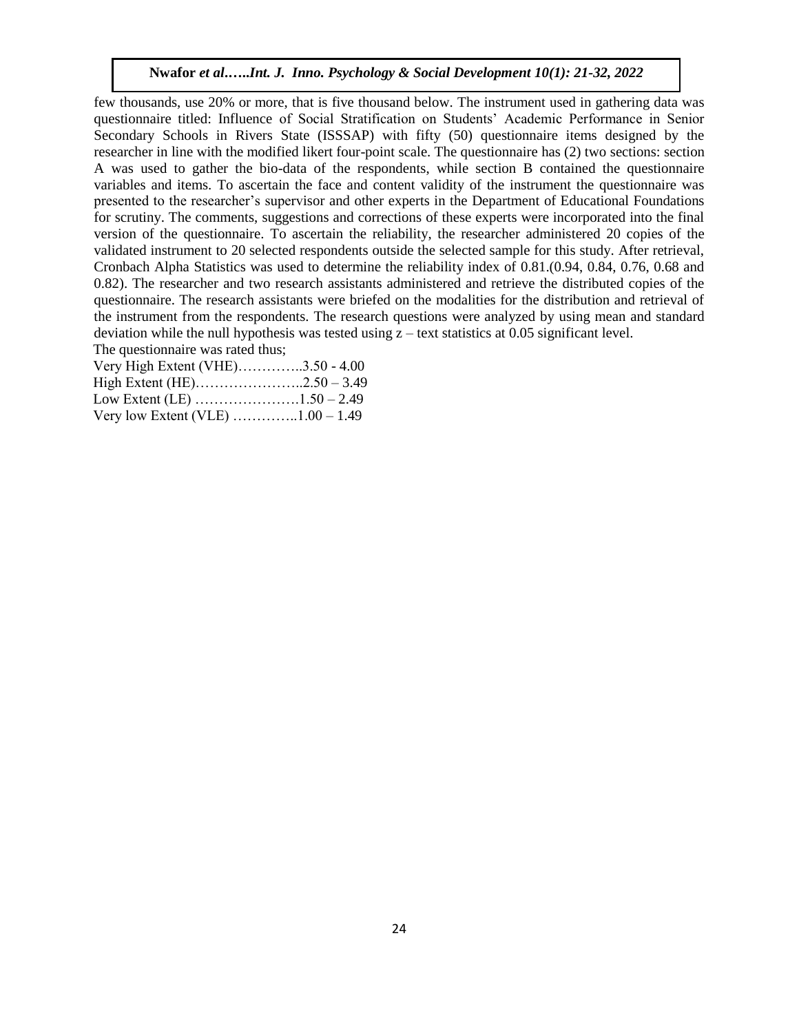few thousands, use 20% or more, that is five thousand below. The instrument used in gathering data was questionnaire titled: Influence of Social Stratification on Students' Academic Performance in Senior Secondary Schools in Rivers State (ISSSAP) with fifty (50) questionnaire items designed by the researcher in line with the modified likert four-point scale. The questionnaire has (2) two sections: section A was used to gather the bio-data of the respondents, while section B contained the questionnaire variables and items. To ascertain the face and content validity of the instrument the questionnaire was presented to the researcher's supervisor and other experts in the Department of Educational Foundations for scrutiny. The comments, suggestions and corrections of these experts were incorporated into the final version of the questionnaire. To ascertain the reliability, the researcher administered 20 copies of the validated instrument to 20 selected respondents outside the selected sample for this study. After retrieval, Cronbach Alpha Statistics was used to determine the reliability index of 0.81.(0.94, 0.84, 0.76, 0.68 and 0.82). The researcher and two research assistants administered and retrieve the distributed copies of the questionnaire. The research assistants were briefed on the modalities for the distribution and retrieval of the instrument from the respondents. The research questions were analyzed by using mean and standard deviation while the null hypothesis was tested using z – text statistics at 0.05 significant level.

The questionnaire was rated thus;

Very High Extent (VHE)…………..3.50 - 4.00

High Extent (HE)…………………..2.50 – 3.49

Low Extent (LE) ………………….1.50 – 2.49

Very low Extent (VLE) …………..1.00 – 1.49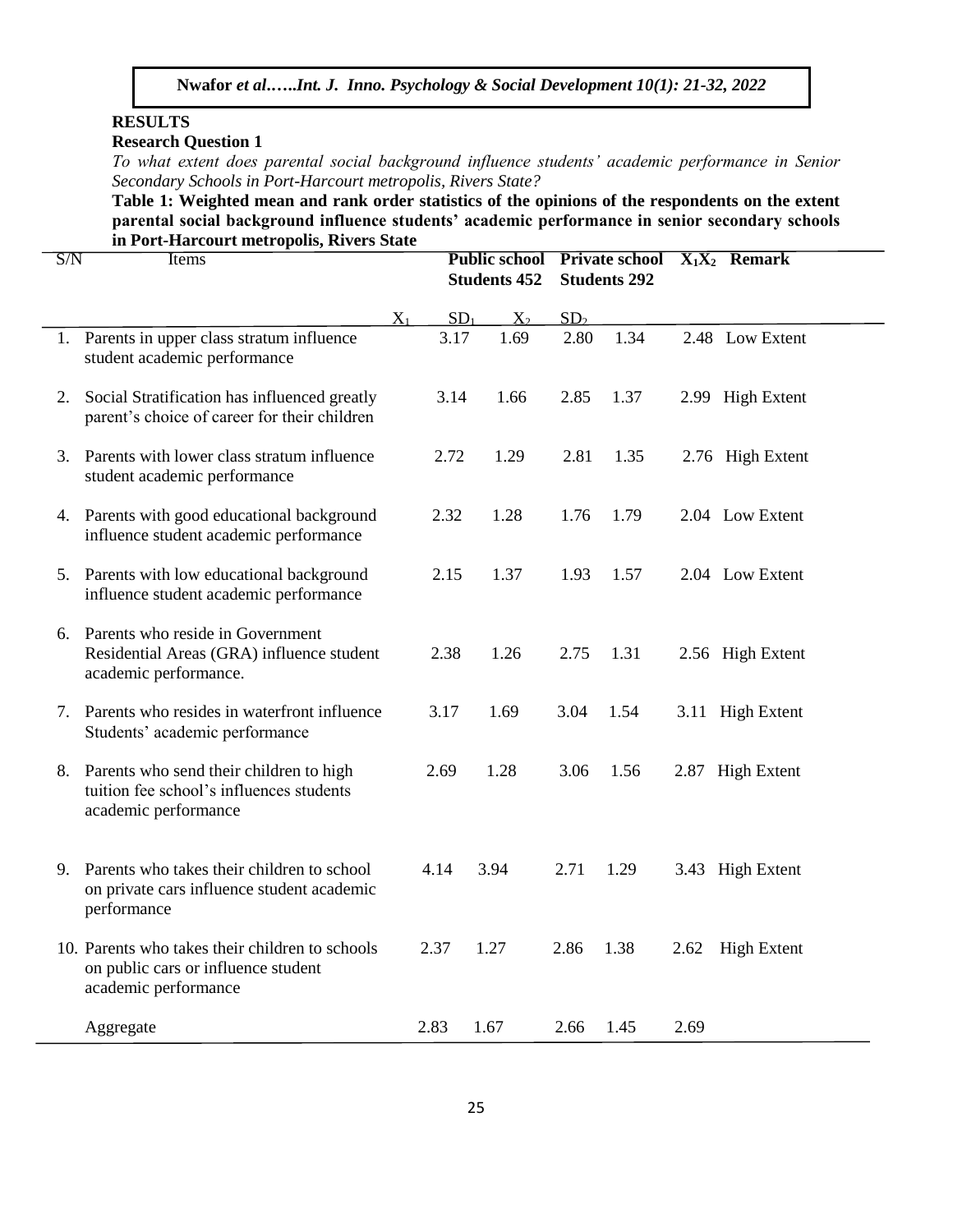## RESULTS

### Research Question 1

*To what extent does parental social background influence students' academic performance in Senior Secondary Schools in Port-Harcourt metropolis, Rivers State?*

**Table 1: Weighted mean and rank order statistics of the opinions of the respondents on the extent parental social background influence students' academic performance in senior secondary schools in Port-Harcourt metropolis, Rivers State**

| S/N | Items | Public school Students 452 | | Private school Students 292 | | $X_1X_2$ | Remark |
|---|---|---|---|---|---|---|---|
| | | $X_1$ | $SD_1$ | $X_2$ | $SD_2$ | | |
| 1. | Parents in upper class stratum influence student academic performance | 3.17 | 1.69 | 2.80 | 1.34 | 2.48 | Low Extent |
| 2. | Social Stratification has influenced greatly parent's choice of career for their children | 3.14 | 1.66 | 2.85 | 1.37 | 2.99 | High Extent |
| 3. | Parents with lower class stratum influence student academic performance | 2.72 | 1.29 | 2.81 | 1.35 | 2.76 | High Extent |
| 4. | Parents with good educational background influence student academic performance | 2.32 | 1.28 | 1.76 | 1.79 | 2.04 | Low Extent |
| 5. | Parents with low educational background influence student academic performance | 2.15 | 1.37 | 1.93 | 1.57 | 2.04 | Low Extent |
| 6. | Parents who reside in Government Residential Areas (GRA) influence student academic performance. | 2.38 | 1.26 | 2.75 | 1.31 | 2.56 | High Extent |
| 7. | Parents who resides in waterfront influence Students' academic performance | 3.17 | 1.69 | 3.04 | 1.54 | 3.11 | High Extent |
| 8. | Parents who send their children to high tuition fee school's influences students academic performance | 2.69 | 1.28 | 3.06 | 1.56 | 2.87 | High Extent |
| 9. | Parents who takes their children to school on private cars influence student academic performance | 4.14 | 3.94 | 2.71 | 1.29 | 3.43 | High Extent |
| 10. | Parents who takes their children to schools on public cars or influence student academic performance | 2.37 | 1.27 | 2.86 | 1.38 | 2.62 | High Extent |
| | Aggregate | 2.83 | 1.67 | 2.66 | 1.45 | 2.69 | |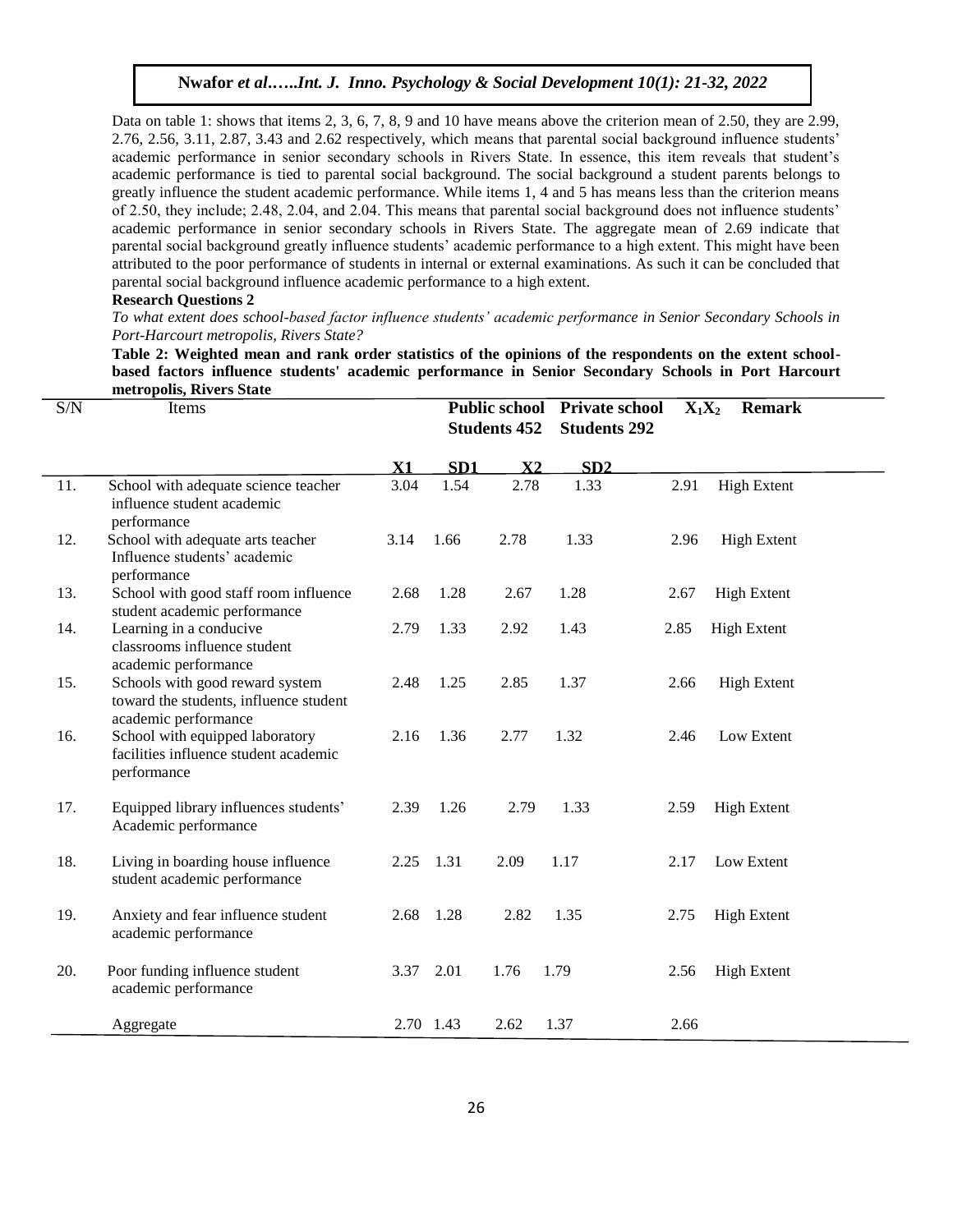Data on table 1: shows that items 2, 3, 6, 7, 8, 9 and 10 have means above the criterion mean of 2.50, they are 2.99, 2.76, 2.56, 3.11, 2.87, 3.43 and 2.62 respectively, which means that parental social background influence students' academic performance in senior secondary schools in Rivers State. In essence, this item reveals that student's academic performance is tied to parental social background. The social background a student parents belongs to greatly influence the student academic performance. While items 1, 4 and 5 has means less than the criterion means of 2.50, they include; 2.48, 2.04, and 2.04. This means that parental social background does not influence students' academic performance in senior secondary schools in Rivers State. The aggregate mean of 2.69 indicate that parental social background greatly influence students' academic performance to a high extent. This might have been attributed to the poor performance of students in internal or external examinations. As such it can be concluded that parental social background influence academic performance to a high extent.

**Research Questions 2**

*To what extent does school-based factor influence students' academic performance in Senior Secondary Schools in Port-Harcourt metropolis, Rivers State?*

**Table 2: Weighted mean and rank order statistics of the opinions of the respondents on the extent school-based factors influence students' academic performance in Senior Secondary Schools in Port Harcourt metropolis, Rivers State**

| S/N | Items | Public school Students 452 | | Private school Students 292 | | $X_1X_2$ | Remark |
|---|---|---|---|---|---|---|---|
| | | X1 | SD1 | X2 | SD2 | | |
| 11. | School with adequate science teacher influence student academic performance | 3.04 | 1.54 | 2.78 | 1.33 | 2.91 | High Extent |
| 12. | School with adequate arts teacher Influence students' academic performance | 3.14 | 1.66 | 2.78 | 1.33 | 2.96 | High Extent |
| 13. | School with good staff room influence student academic performance | 2.68 | 1.28 | 2.67 | 1.28 | 2.67 | High Extent |
| 14. | Learning in a conducive classrooms influence student academic performance | 2.79 | 1.33 | 2.92 | 1.43 | 2.85 | High Extent |
| 15. | Schools with good reward system toward the students, influence student academic performance | 2.48 | 1.25 | 2.85 | 1.37 | 2.66 | High Extent |
| 16. | School with equipped laboratory facilities influence student academic performance | 2.16 | 1.36 | 2.77 | 1.32 | 2.46 | Low Extent |
| 17. | Equipped library influences students' Academic performance | 2.39 | 1.26 | 2.79 | 1.33 | 2.59 | High Extent |
| 18. | Living in boarding house influence student academic performance | 2.25 | 1.31 | 2.09 | 1.17 | 2.17 | Low Extent |
| 19. | Anxiety and fear influence student academic performance | 2.68 | 1.28 | 2.82 | 1.35 | 2.75 | High Extent |
| 20. | Poor funding influence student academic performance | 3.37 | 2.01 | 1.76 | 1.79 | 2.56 | High Extent |
| | Aggregate | 2.70 | 1.43 | 2.62 | 1.37 | 2.66 | |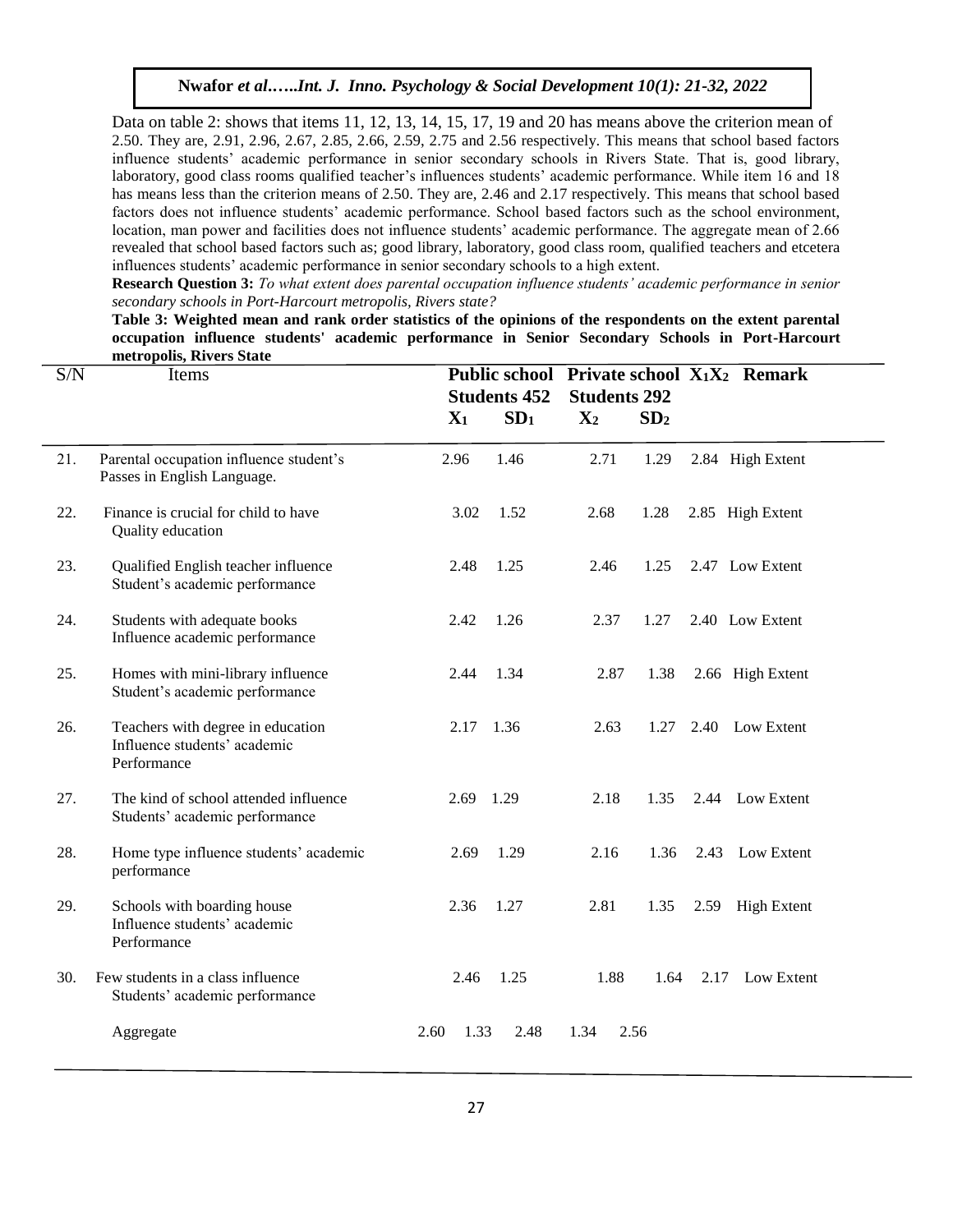Data on table 2: shows that items 11, 12, 13, 14, 15, 17, 19 and 20 has means above the criterion mean of 2.50. They are, 2.91, 2.96, 2.67, 2.85, 2.66, 2.59, 2.75 and 2.56 respectively. This means that school based factors influence students' academic performance in senior secondary schools in Rivers State. That is, good library, laboratory, good class rooms qualified teacher's influences students' academic performance. While item 16 and 18 has means less than the criterion means of 2.50. They are, 2.46 and 2.17 respectively. This means that school based factors does not influence students' academic performance. School based factors such as the school environment, location, man power and facilities does not influence students' academic performance. The aggregate mean of 2.66 revealed that school based factors such as; good library, laboratory, good class room, qualified teachers and etcetera influences students' academic performance in senior secondary schools to a high extent.

**Research Question 3:** *To what extent does parental occupation influence students' academic performance in senior secondary schools in Port-Harcourt metropolis, Rivers state?*

**Table 3: Weighted mean and rank order statistics of the opinions of the respondents on the extent parental occupation influence students' academic performance in Senior Secondary Schools in Port-Harcourt metropolis, Rivers State**

| S/N | Items | Public school Students 452 | | Private school Students 292 | | $X_1X_2$ | Remark |
|---|---|---|---|---|---|---|---|
| | | $X_1$ | $SD_1$ | $X_2$ | $SD_2$ | | |
| 21. | Parental occupation influence student's Passes in English Language. | 2.96 | 1.46 | 2.71 | 1.29 | 2.84 | High Extent |
| 22. | Finance is crucial for child to have Quality education | 3.02 | 1.52 | 2.68 | 1.28 | 2.85 | High Extent |
| 23. | Qualified English teacher influence Student's academic performance | 2.48 | 1.25 | 2.46 | 1.25 | 2.47 | Low Extent |
| 24. | Students with adequate books Influence academic performance | 2.42 | 1.26 | 2.37 | 1.27 | 2.40 | Low Extent |
| 25. | Homes with mini-library influence Student's academic performance | 2.44 | 1.34 | 2.87 | 1.38 | 2.66 | High Extent |
| 26. | Teachers with degree in education Influence students' academic Performance | 2.17 | 1.36 | 2.63 | 1.27 | 2.40 | Low Extent |
| 27. | The kind of school attended influence Students' academic performance | 2.69 | 1.29 | 2.18 | 1.35 | 2.44 | Low Extent |
| 28. | Home type influence students' academic performance | 2.69 | 1.29 | 2.16 | 1.36 | 2.43 | Low Extent |
| 29. | Schools with boarding house Influence students' academic Performance | 2.36 | 1.27 | 2.81 | 1.35 | 2.59 | High Extent |
| 30. | Few students in a class influence Students' academic performance | 2.46 | 1.25 | 1.88 | 1.64 | 2.17 | Low Extent |
| | Aggregate | 2.60 | 1.33 | 2.48 | 1.34 | 2.56 | |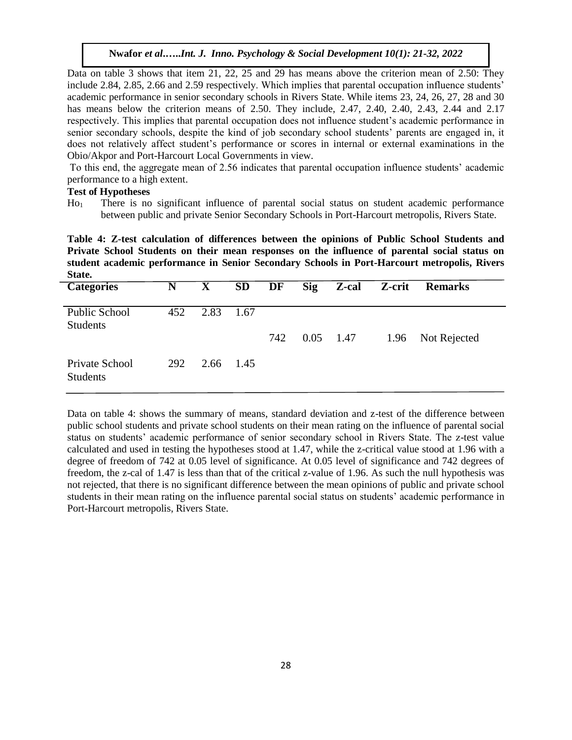Data on table 3 shows that item 21, 22, 25 and 29 has means above the criterion mean of 2.50: They include 2.84, 2.85, 2.66 and 2.59 respectively. Which implies that parental occupation influence students' academic performance in senior secondary schools in Rivers State. While items 23, 24, 26, 27, 28 and 30 has means below the criterion means of 2.50. They include, 2.47, 2.40, 2.40, 2.43, 2.44 and 2.17 respectively. This implies that parental occupation does not influence student's academic performance in senior secondary schools, despite the kind of job secondary school students' parents are engaged in, it does not relatively affect student's performance or scores in internal or external examinations in the Obio/Akpor and Port-Harcourt Local Governments in view.

To this end, the aggregate mean of 2.56 indicates that parental occupation influence students' academic performance to a high extent.

**Test of Hypotheses**

$Ho_1$ There is no significant influence of parental social status on student academic performance between public and private Senior Secondary Schools in Port-Harcourt metropolis, Rivers State.

**Table 4: Z-test calculation of differences between the opinions of Public School Students and Private School Students on their mean responses on the influence of parental social status on student academic performance in Senior Secondary Schools in Port-Harcourt metropolis, Rivers State.**

| Categories | N | X | SD | DF | Sig | Z-cal | Z-crit | Remarks |
|---|---|---|---|---|---|---|---|---|
| Public School Students | 452 | 2.83 | 1.67 | | | | | |
| | | | | 742 | 0.05 | 1.47 | 1.96 | Not Rejected |
| Private School Students | 292 | 2.66 | 1.45 | | | | | |

Data on table 4: shows the summary of means, standard deviation and z-test of the difference between public school students and private school students on their mean rating on the influence of parental social status on students' academic performance of senior secondary school in Rivers State. The z-test value calculated and used in testing the hypotheses stood at 1.47, while the z-critical value stood at 1.96 with a degree of freedom of 742 at 0.05 level of significance. At 0.05 level of significance and 742 degrees of freedom, the z-cal of 1.47 is less than that of the critical z-value of 1.96. As such the null hypothesis was not rejected, that there is no significant difference between the mean opinions of public and private school students in their mean rating on the influence parental social status on students' academic performance in Port-Harcourt metropolis, Rivers State.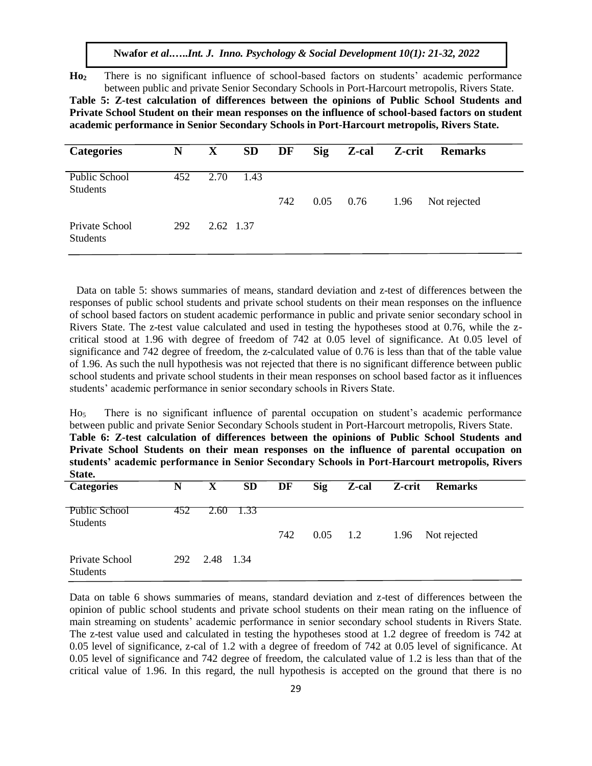**$Ho_2$** There is no significant influence of school-based factors on students' academic performance between public and private Senior Secondary Schools in Port-Harcourt metropolis, Rivers State.

**Table 5: Z-test calculation of differences between the opinions of Public School Students and Private School Student on their mean responses on the influence of school-based factors on student academic performance in Senior Secondary Schools in Port-Harcourt metropolis, Rivers State.**

| Categories | N | X | SD | DF | Sig | Z-cal | Z-crit | Remarks |
|---|---|---|---|---|---|---|---|---|
| Public School Students | 452 | 2.70 | 1.43 | | | | | |
| | | | | 742 | 0.05 | 0.76 | 1.96 | Not rejected |
| Private School Students | 292 | 2.62 | 1.37 | | | | | |

Data on table 5: shows summaries of means, standard deviation and z-test of differences between the responses of public school students and private school students on their mean responses on the influence of school based factors on student academic performance in public and private senior secondary school in Rivers State. The z-test value calculated and used in testing the hypotheses stood at 0.76, while the z-critical stood at 1.96 with degree of freedom of 742 at 0.05 level of significance. At 0.05 level of significance and 742 degree of freedom, the z-calculated value of 0.76 is less than that of the table value of 1.96. As such the null hypothesis was not rejected that there is no significant difference between public school students and private school students in their mean responses on school based factor as it influences students' academic performance in senior secondary schools in Rivers State.

$Ho_5$ There is no significant influence of parental occupation on student's academic performance between public and private Senior Secondary Schools student in Port-Harcourt metropolis, Rivers State.

**Table 6: Z-test calculation of differences between the opinions of Public School Students and Private School Students on their mean responses on the influence of parental occupation on students' academic performance in Senior Secondary Schools in Port-Harcourt metropolis, Rivers State.**

| Categories | N | X | SD | DF | Sig | Z-cal | Z-crit | Remarks |
|---|---|---|---|---|---|---|---|---|
| Public School Students | 452 | 2.60 | 1.33 | | | | | |
| | | | | 742 | 0.05 | 1.2 | 1.96 | Not rejected |
| Private School Students | 292 | 2.48 | 1.34 | | | | | |

Data on table 6 shows summaries of means, standard deviation and z-test of differences between the opinion of public school students and private school students on their mean rating on the influence of main streaming on students' academic performance in senior secondary school students in Rivers State. The z-test value used and calculated in testing the hypotheses stood at 1.2 degree of freedom is 742 at 0.05 level of significance, z-cal of 1.2 with a degree of freedom of 742 at 0.05 level of significance. At 0.05 level of significance and 742 degree of freedom, the calculated value of 1.2 is less than that of the critical value of 1.96. In this regard, the null hypothesis is accepted on the ground that there is no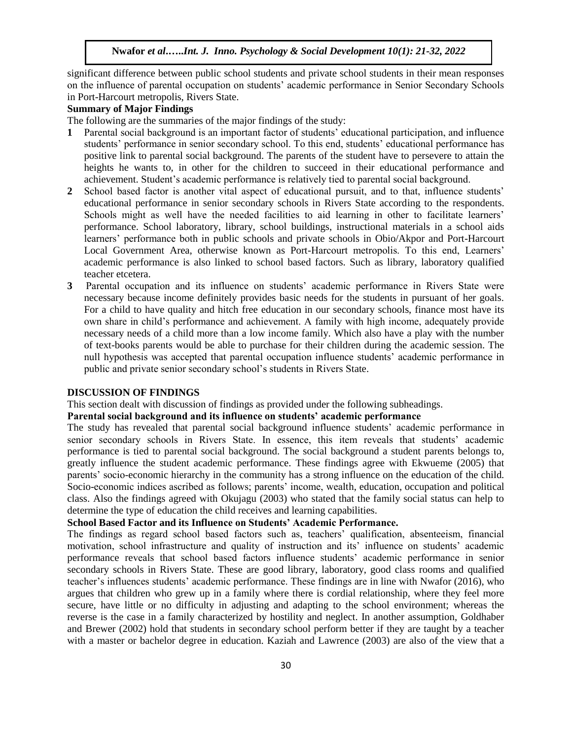significant difference between public school students and private school students in their mean responses on the influence of parental occupation on students' academic performance in Senior Secondary Schools in Port-Harcourt metropolis, Rivers State.

**Summary of Major Findings**

The following are the summaries of the major findings of the study:

1. Parental social background is an important factor of students' educational participation, and influence students' performance in senior secondary school. To this end, students' educational performance has positive link to parental social background. The parents of the student have to persevere to attain the heights he wants to, in other for the children to succeed in their educational performance and achievement. Student's academic performance is relatively tied to parental social background.
2. School based factor is another vital aspect of educational pursuit, and to that, influence students' educational performance in senior secondary schools in Rivers State according to the respondents. Schools might as well have the needed facilities to aid learning in other to facilitate learners' performance. School laboratory, library, school buildings, instructional materials in a school aids learners' performance both in public schools and private schools in Obio/Akpor and Port-Harcourt Local Government Area, otherwise known as Port-Harcourt metropolis. To this end, Learners' academic performance is also linked to school based factors. Such as library, laboratory qualified teacher etcetera.
3. Parental occupation and its influence on students' academic performance in Rivers State were necessary because income definitely provides basic needs for the students in pursuant of her goals. For a child to have quality and hitch free education in our secondary schools, finance most have its own share in child's performance and achievement. A family with high income, adequately provide necessary needs of a child more than a low income family. Which also have a play with the number of text-books parents would be able to purchase for their children during the academic session. The null hypothesis was accepted that parental occupation influence students' academic performance in public and private senior secondary school's students in Rivers State.

## DISCUSSION OF FINDINGS

This section dealt with discussion of findings as provided under the following subheadings.

**Parental social background and its influence on students' academic performance**

The study has revealed that parental social background influence students' academic performance in senior secondary schools in Rivers State. In essence, this item reveals that students' academic performance is tied to parental social background. The social background a student parents belongs to, greatly influence the student academic performance. These findings agree with Ekwueme (2005) that parents' socio-economic hierarchy in the community has a strong influence on the education of the child. Socio-economic indices ascribed as follows; parents' income, wealth, education, occupation and political class. Also the findings agreed with Okujagu (2003) who stated that the family social status can help to determine the type of education the child receives and learning capabilities.

**School Based Factor and its Influence on Students' Academic Performance.**

The findings as regard school based factors such as, teachers' qualification, absenteeism, financial motivation, school infrastructure and quality of instruction and its' influence on students' academic performance reveals that school based factors influence students' academic performance in senior secondary schools in Rivers State. These are good library, laboratory, good class rooms and qualified teacher's influences students' academic performance. These findings are in line with Nwafor (2016), who argues that children who grew up in a family where there is cordial relationship, where they feel more secure, have little or no difficulty in adjusting and adapting to the school environment; whereas the reverse is the case in a family characterized by hostility and neglect. In another assumption, Goldhaber and Brewer (2002) hold that students in secondary school perform better if they are taught by a teacher with a master or bachelor degree in education. Kaziah and Lawrence (2003) are also of the view that a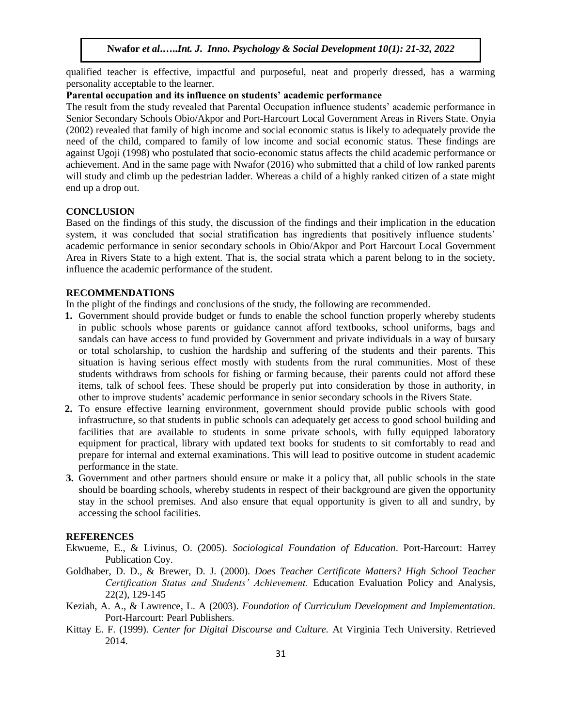qualified teacher is effective, impactful and purposeful, neat and properly dressed, has a warming personality acceptable to the learner.

**Parental occupation and its influence on students' academic performance**

The result from the study revealed that Parental Occupation influence students' academic performance in Senior Secondary Schools Obio/Akpor and Port-Harcourt Local Government Areas in Rivers State. Onyia (2002) revealed that family of high income and social economic status is likely to adequately provide the need of the child, compared to family of low income and social economic status. These findings are against Ugoji (1998) who postulated that socio-economic status affects the child academic performance or achievement. And in the same page with Nwafor (2016) who submitted that a child of low ranked parents will study and climb up the pedestrian ladder. Whereas a child of a highly ranked citizen of a state might end up a drop out.

## CONCLUSION

Based on the findings of this study, the discussion of the findings and their implication in the education system, it was concluded that social stratification has ingredients that positively influence students' academic performance in senior secondary schools in Obio/Akpor and Port Harcourt Local Government Area in Rivers State to a high extent. That is, the social strata which a parent belong to in the society, influence the academic performance of the student.

## RECOMMENDATIONS

In the plight of the findings and conclusions of the study, the following are recommended.

1. Government should provide budget or funds to enable the school function properly whereby students in public schools whose parents or guidance cannot afford textbooks, school uniforms, bags and sandals can have access to fund provided by Government and private individuals in a way of bursary or total scholarship, to cushion the hardship and suffering of the students and their parents. This situation is having serious effect mostly with students from the rural communities. Most of these students withdraws from schools for fishing or farming because, their parents could not afford these items, talk of school fees. These should be properly put into consideration by those in authority, in other to improve students' academic performance in senior secondary schools in the Rivers State.
2. To ensure effective learning environment, government should provide public schools with good infrastructure, so that students in public schools can adequately get access to good school building and facilities that are available to students in some private schools, with fully equipped laboratory equipment for practical, library with updated text books for students to sit comfortably to read and prepare for internal and external examinations. This will lead to positive outcome in student academic performance in the state.
3. Government and other partners should ensure or make it a policy that, all public schools in the state should be boarding schools, whereby students in respect of their background are given the opportunity stay in the school premises. And also ensure that equal opportunity is given to all and sundry, by accessing the school facilities.

## REFERENCES

Ekwueme, E., & Livinus, O. (2005). *Sociological Foundation of Education*. Port-Harcourt: Harrey Publication Coy.

Goldhaber, D. D., & Brewer, D. J. (2000). *Does Teacher Certificate Matters? High School Teacher Certification Status and Students' Achievement.* Education Evaluation Policy and Analysis, 22(2), 129-145

Keziah, A. A., & Lawrence, L. A (2003). *Foundation of Curriculum Development and Implementation.* Port-Harcourt: Pearl Publishers.

Kittay E. F. (1999). *Center for Digital Discourse and Culture.* At Virginia Tech University. Retrieved 2014.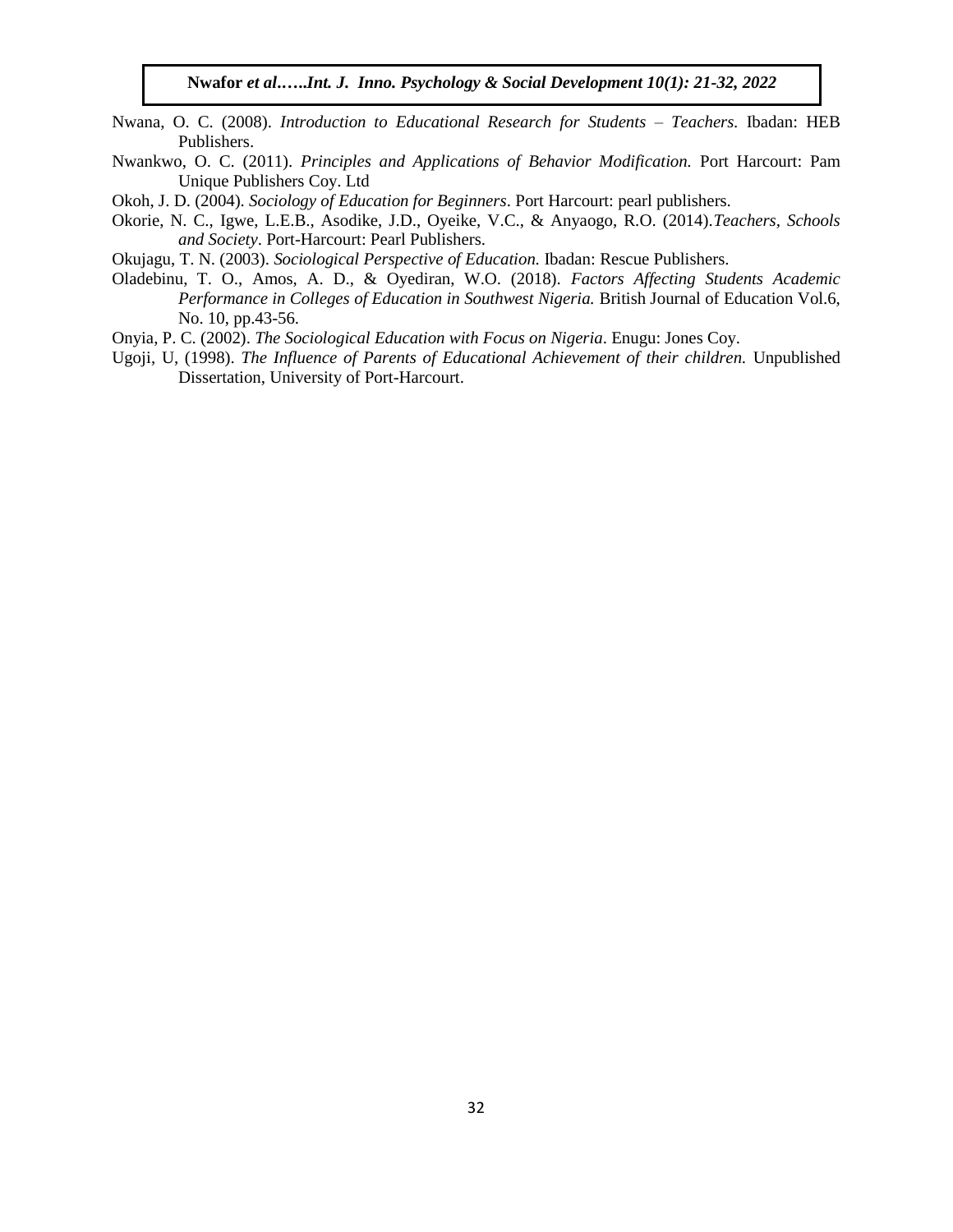Nwana, O. C. (2008). *Introduction to Educational Research for Students – Teachers.* Ibadan: HEB Publishers.

Nwankwo, O. C. (2011). *Principles and Applications of Behavior Modification.* Port Harcourt: Pam Unique Publishers Coy. Ltd

Okoh, J. D. (2004). *Sociology of Education for Beginners*. Port Harcourt: pearl publishers.

Okorie, N. C., Igwe, L.E.B., Asodike, J.D., Oyeike, V.C., & Anyaogo, R.O. (2014).*Teachers, Schools and Society*. Port-Harcourt: Pearl Publishers.

Okujagu, T. N. (2003). *Sociological Perspective of Education.* Ibadan: Rescue Publishers.

Oladebinu, T. O., Amos, A. D., & Oyediran, W.O. (2018). *Factors Affecting Students Academic Performance in Colleges of Education in Southwest Nigeria.* British Journal of Education Vol.6, No. 10, pp.43-56.

Onyia, P. C. (2002). *The Sociological Education with Focus on Nigeria*. Enugu: Jones Coy.

Ugoji, U, (1998). *The Influence of Parents of Educational Achievement of their children.* Unpublished Dissertation, University of Port-Harcourt.